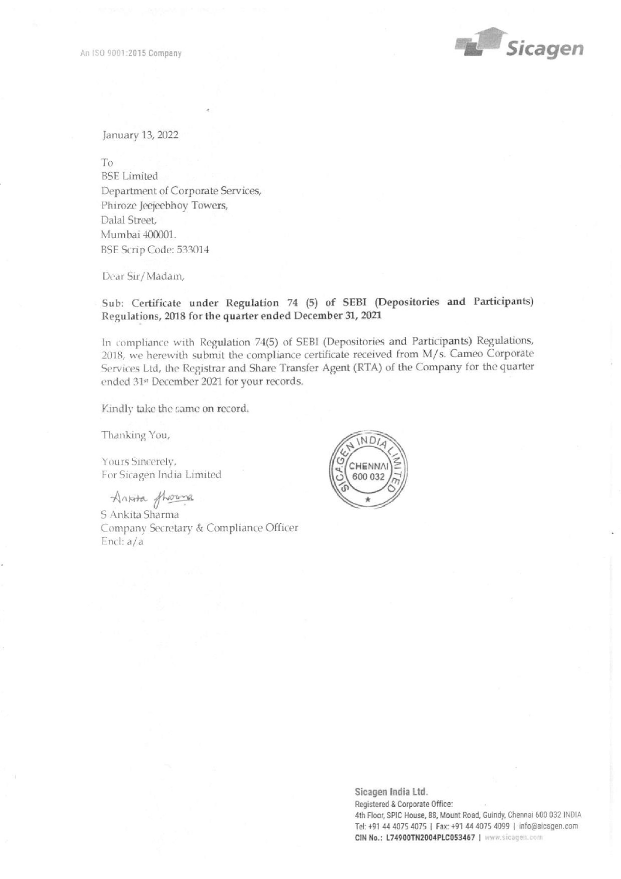An ISO 9001:2015 Company

Sicagen

January 13, 2022

To
BSE Limited
Department of Corporate Services,
Phiroze Jeejeebhoy Towers,
Dalal Street,
Mumbai 400001.
BSE Scrip Code: 533014

Dear Sir/Madam,

**Sub: Certificate under Regulation 74 (5) of SEBI (Depositories and Participants) Regulations, 2018 for the quarter ended December 31, 2021**

In compliance with Regulation 74(5) of SEBI (Depositories and Participants) Regulations, 2018, we herewith submit the compliance certificate received from M/s. Cameo Corporate Services Ltd, the Registrar and Share Transfer Agent (RTA) of the Company for the quarter ended 31st December 2021 for your records.

Kindly take the same on record.

Thanking You,

Yours Sincerely,
For Sicagen India Limited

S Ankita Sharma
Company Secretary & Compliance Officer
Encl: a/a

**Sicagen India Ltd.**
Registered & Corporate Office:
4th Floor, SPIC House, 88, Mount Road, Guindy, Chennai 600 032 INDIA
Tel: +91 44 4075 4075 | Fax: +91 44 4075 4099 | info@sicagen.com
**CIN No.: L74900TN2004PLC053467** | www.sicagen.com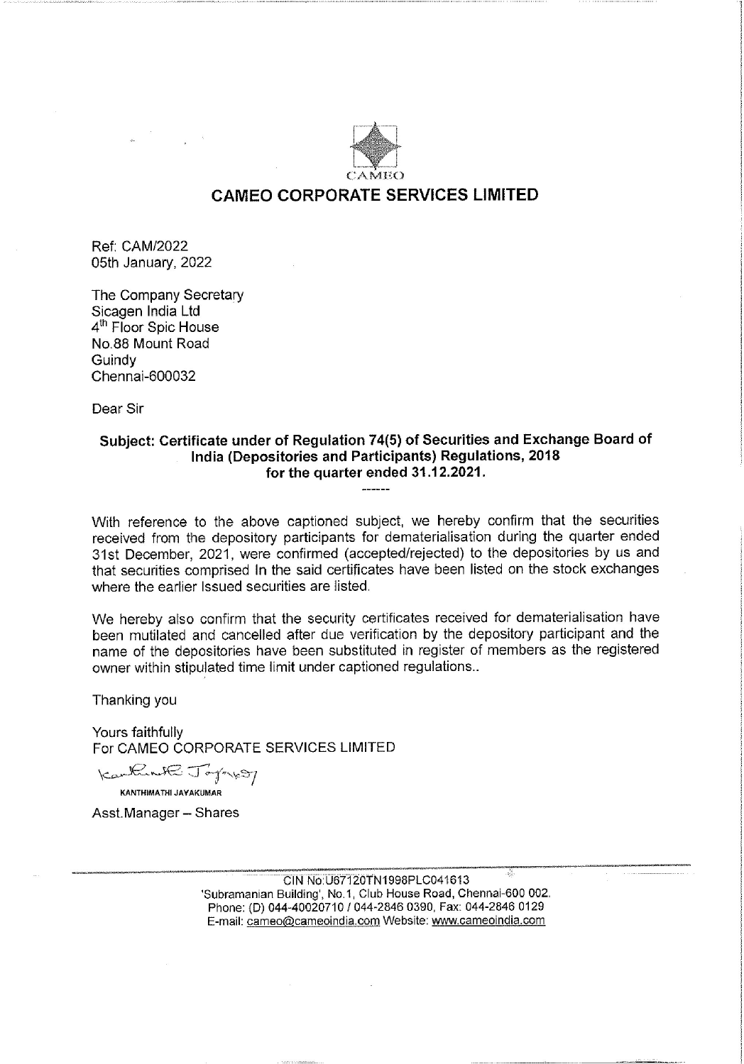CAMEO

# CAMEO CORPORATE SERVICES LIMITED

Ref: CAM/2022
05th January, 2022

The Company Secretary
Sicagen India Ltd
4th Floor Spic House
No.88 Mount Road
Guindy
Chennai-600032

Dear Sir

**Subject: Certificate under of Regulation 74(5) of Securities and Exchange Board of India (Depositories and Participants) Regulations, 2018 for the quarter ended 31.12.2021.**

------

With reference to the above captioned subject, we hereby confirm that the securities received from the depository participants for dematerialisation during the quarter ended 31st December, 2021, were confirmed (accepted/rejected) to the depositories by us and that securities comprised In the said certificates have been listed on the stock exchanges where the earlier Issued securities are listed.

We hereby also confirm that the security certificates received for dematerialisation have been mutilated and cancelled after due verification by the depository participant and the name of the depositories have been substituted in register of members as the registered owner within stipulated time limit under captioned regulations..

Thanking you

Yours faithfully
For CAMEO CORPORATE SERVICES LIMITED

KANTHIMATHI JAYAKUMAR

Asst.Manager – Shares

CIN No:U67120TN1998PLC041613
'Subramanian Building', No.1, Club House Road, Chennai-600 002.
Phone: (D) 044-40020710 / 044-2846 0390, Fax: 044-2846 0129
E-mail: cameo@cameoindia.com Website: www.cameoindia.com